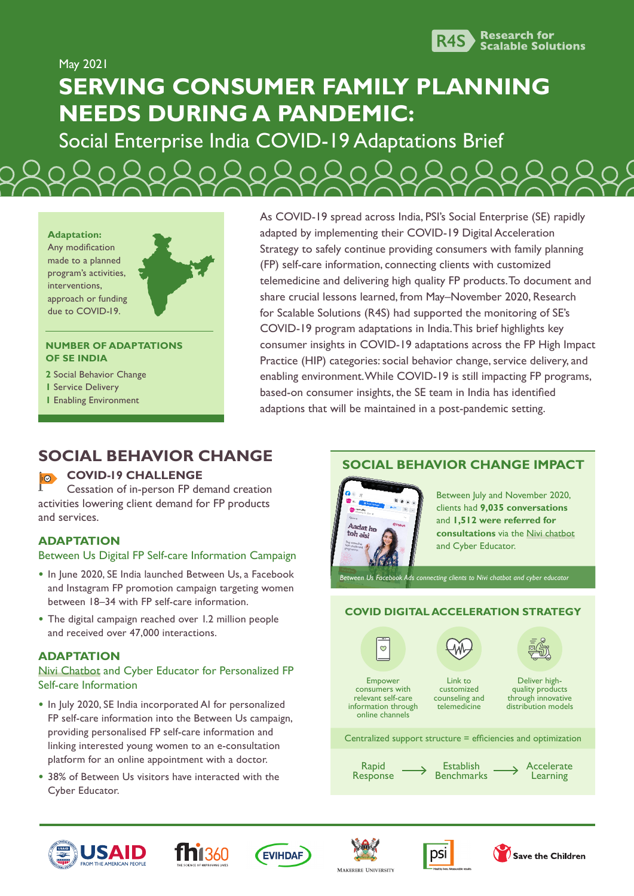Research for Scalable Solutions

May 2021

# SERVING CONSUMER FAMILY PLANNING NEEDS DURING A PANDEMIC:

## Social Enterprise India COVID-19 Adaptations Brief

**Adaptation:** Any modification made to a planned program's activities, interventions, approach or funding due to COVID-19.

**NUMBER OF ADAPTATIONS OF SE INDIA**

- 2 Social Behavior Change
- 1 Service Delivery
- 1 Enabling Environment

As COVID-19 spread across India, PSI's Social Enterprise (SE) rapidly adapted by implementing their COVID-19 Digital Acceleration Strategy to safely continue providing consumers with family planning (FP) self-care information, connecting clients with customized telemedicine and delivering high quality FP products. To document and share crucial lessons learned, from May–November 2020, Research for Scalable Solutions (R4S) had supported the monitoring of SE's COVID-19 program adaptations in India. This brief highlights key consumer insights in COVID-19 adaptations across the FP High Impact Practice (HIP) categories: social behavior change, service delivery, and enabling environment. While COVID-19 is still impacting FP programs, based-on consumer insights, the SE team in India has identified adaptions that will be maintained in a post-pandemic setting.

## SOCIAL BEHAVIOR CHANGE

### COVID-19 CHALLENGE

Cessation of in-person FP demand creation activities lowering client demand for FP products and services.

### ADAPTATION

Between Us Digital FP Self-care Information Campaign

- In June 2020, SE India launched Between Us, a Facebook and Instagram FP promotion campaign targeting women between 18–34 with FP self-care information.
- The digital campaign reached over 1.2 million people and received over 47,000 interactions.

### ADAPTATION

Nivi Chatbot and Cyber Educator for Personalized FP Self-care Information

- In July 2020, SE India incorporated AI for personalized FP self-care information into the Between Us campaign, providing personalised FP self-care information and linking interested young women to an e-consultation platform for an online appointment with a doctor.
- 38% of Between Us visitors have interacted with the Cyber Educator.

## SOCIAL BEHAVIOR CHANGE IMPACT

Between July and November 2020, clients had **9,035 conversations** and **1,512 were referred for consultations** via the Nivi chatbot and Cyber Educator.

*Between Us Facebook Ads connecting clients to Nivi chatbot and cyber educator*

## COVID DIGITAL ACCELERATION STRATEGY

- Empower consumers with relevant self-care information through online channels
- Link to customized counseling and telemedicine
- Deliver high-quality products through innovative distribution models

Centralized support structure = efficiencies and optimization

Rapid Response → Establish Benchmarks → Accelerate Learning

USAID FROM THE AMERICAN PEOPLE · fhi360 · EVIHDAF · Makerere University · psi · Save the Children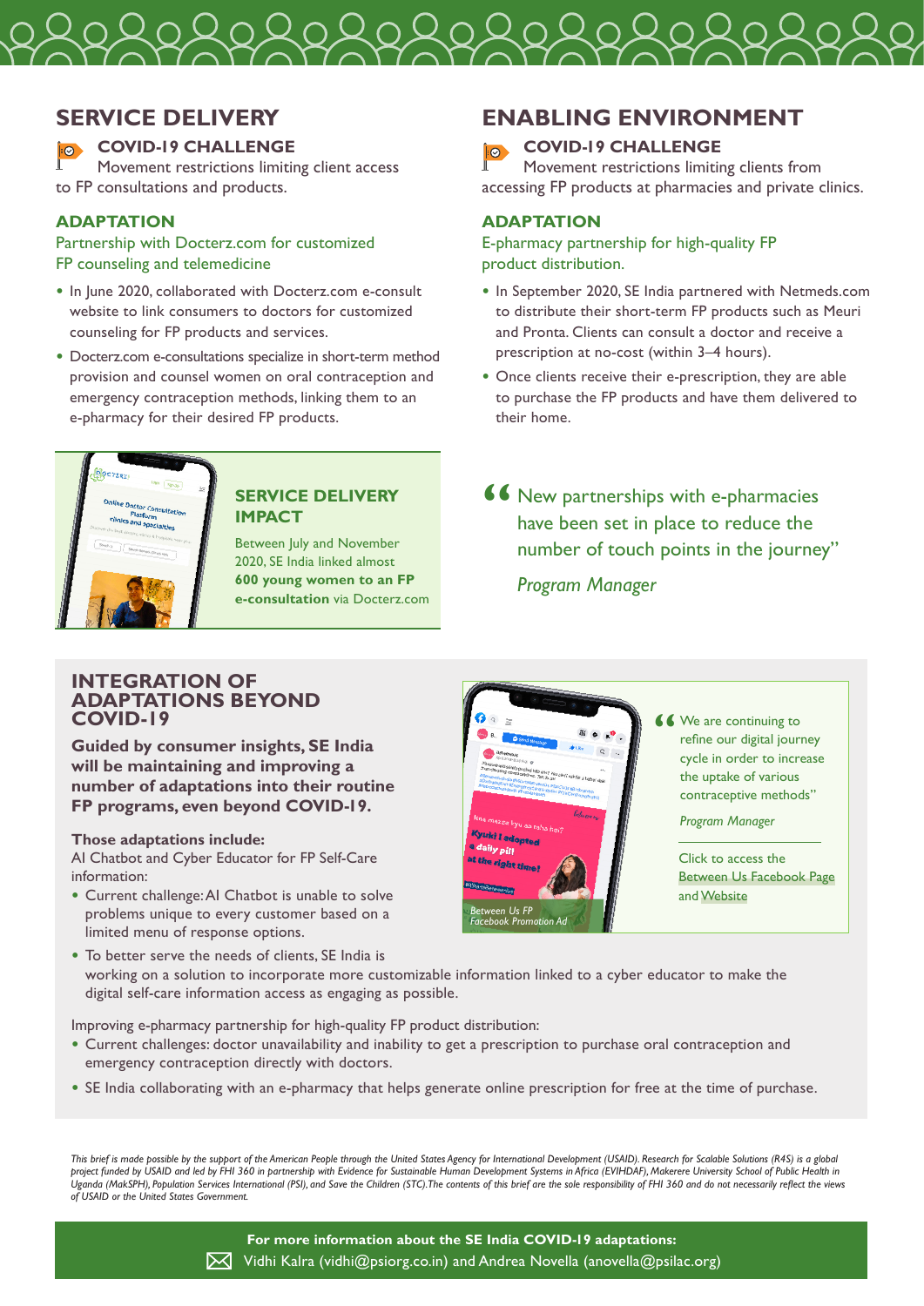## SERVICE DELIVERY

### COVID-19 CHALLENGE

Movement restrictions limiting client access to FP consultations and products.

### ADAPTATION

Partnership with Docterz.com for customized FP counseling and telemedicine

- In June 2020, collaborated with Docterz.com e-consult website to link consumers to doctors for customized counseling for FP products and services.
- Docterz.com e-consultations specialize in short-term method provision and counsel women on oral contraception and emergency contraception methods, linking them to an e-pharmacy for their desired FP products.

### SERVICE DELIVERY IMPACT

Between July and November 2020, SE India linked almost **600 young women to an FP e-consultation** via Docterz.com

## ENABLING ENVIRONMENT

### COVID-19 CHALLENGE

Movement restrictions limiting clients from accessing FP products at pharmacies and private clinics.

### ADAPTATION

E-pharmacy partnership for high-quality FP product distribution.

- In September 2020, SE India partnered with Netmeds.com to distribute their short-term FP products such as Meuri and Pronta. Clients can consult a doctor and receive a prescription at no-cost (within 3–4 hours).
- Once clients receive their e-prescription, they are able to purchase the FP products and have them delivered to their home.

> "New partnerships with e-pharmacies have been set in place to reduce the number of touch points in the journey"
>
> *Program Manager*

## INTEGRATION OF ADAPTATIONS BEYOND COVID-19

**Guided by consumer insights, SE India will be maintaining and improving a number of adaptations into their routine FP programs, even beyond COVID-19.**

**Those adaptations include:**

AI Chatbot and Cyber Educator for FP Self-Care information:

- Current challenge: AI Chatbot is unable to solve problems unique to every customer based on a limited menu of response options.
- To better serve the needs of clients, SE India is working on a solution to incorporate more customizable information linked to a cyber educator to make the digital self-care information access as engaging as possible.

*Between Us FP Facebook Promotion Ad*

> "We are continuing to refine our digital journey cycle in order to increase the uptake of various contraceptive methods"
>
> *Program Manager*

Click to access the Between Us Facebook Page and Website

Improving e-pharmacy partnership for high-quality FP product distribution:

- Current challenges: doctor unavailability and inability to get a prescription to purchase oral contraception and emergency contraception directly with doctors.
- SE India collaborating with an e-pharmacy that helps generate online prescription for free at the time of purchase.

*This brief is made possible by the support of the American People through the United States Agency for International Development (USAID). Research for Scalable Solutions (R4S) is a global project funded by USAID and led by FHI 360 in partnership with Evidence for Sustainable Human Development Systems in Africa (EVIHDAF), Makerere University School of Public Health in Uganda (MakSPH), Population Services International (PSI), and Save the Children (STC).The contents of this brief are the sole responsibility of FHI 360 and do not necessarily reflect the views of USAID or the United States Government.*

**For more information about the SE India COVID-19 adaptations:**
Vidhi Kalra (vidhi@psiorg.co.in) and Andrea Novella (anovella@psilac.org)